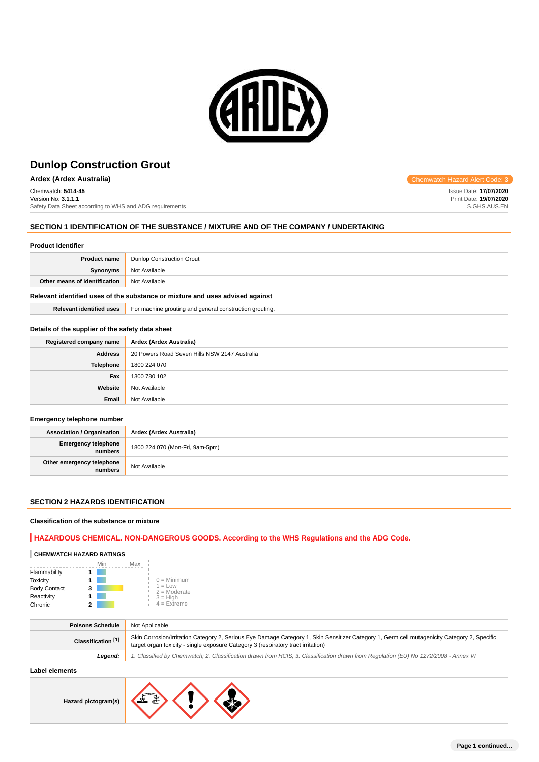# Dunlop Construction Grout

**Ardex (Ardex Australia)**

Chemwatch Hazard Alert Code: **3**

Chemwatch: **5414-45**
Version No: **3.1.1.1**
Safety Data Sheet according to WHS and ADG requirements

Issue Date: **17/07/2020**
Print Date: **19/07/2020**
S.GHS.AUS.EN

## SECTION 1 IDENTIFICATION OF THE SUBSTANCE / MIXTURE AND OF THE COMPANY / UNDERTAKING

### Product Identifier

| | |
|---|---|
| **Product name** | Dunlop Construction Grout |
| **Synonyms** | Not Available |
| **Other means of identification** | Not Available |

### Relevant identified uses of the substance or mixture and uses advised against

| | |
|---|---|
| **Relevant identified uses** | For machine grouting and general construction grouting. |

### Details of the supplier of the safety data sheet

| | |
|---|---|
| **Registered company name** | **Ardex (Ardex Australia)** |
| **Address** | 20 Powers Road Seven Hills NSW 2147 Australia |
| **Telephone** | 1800 224 070 |
| **Fax** | 1300 780 102 |
| **Website** | Not Available |
| **Email** | Not Available |

### Emergency telephone number

| | |
|---|---|
| **Association / Organisation** | **Ardex (Ardex Australia)** |
| **Emergency telephone numbers** | 1800 224 070 (Mon-Fri, 9am-5pm) |
| **Other emergency telephone numbers** | Not Available |

## SECTION 2 HAZARDS IDENTIFICATION

### Classification of the substance or mixture

**HAZARDOUS CHEMICAL. NON-DANGEROUS GOODS. According to the WHS Regulations and the ADG Code.**

**CHEMWATCH HAZARD RATINGS**

| | Rating (Min–Max) |
|---|---|
| Flammability | 1 |
| Toxicity | 1 |
| Body Contact | 3 |
| Reactivity | 1 |
| Chronic | 2 |

0 = Minimum
1 = Low
2 = Moderate
3 = High
4 = Extreme

| | |
|---|---|
| **Poisons Schedule** | Not Applicable |
| **Classification [1]** | Skin Corrosion/Irritation Category 2, Serious Eye Damage Category 1, Skin Sensitizer Category 1, Germ cell mutagenicity Category 2, Specific target organ toxicity - single exposure Category 3 (respiratory tract irritation) |
| ***Legend:*** | *1. Classified by Chemwatch; 2. Classification drawn from HCIS; 3. Classification drawn from Regulation (EU) No 1272/2008 - Annex VI* |

### Label elements

| | |
|---|---|
| **Hazard pictogram(s)** | |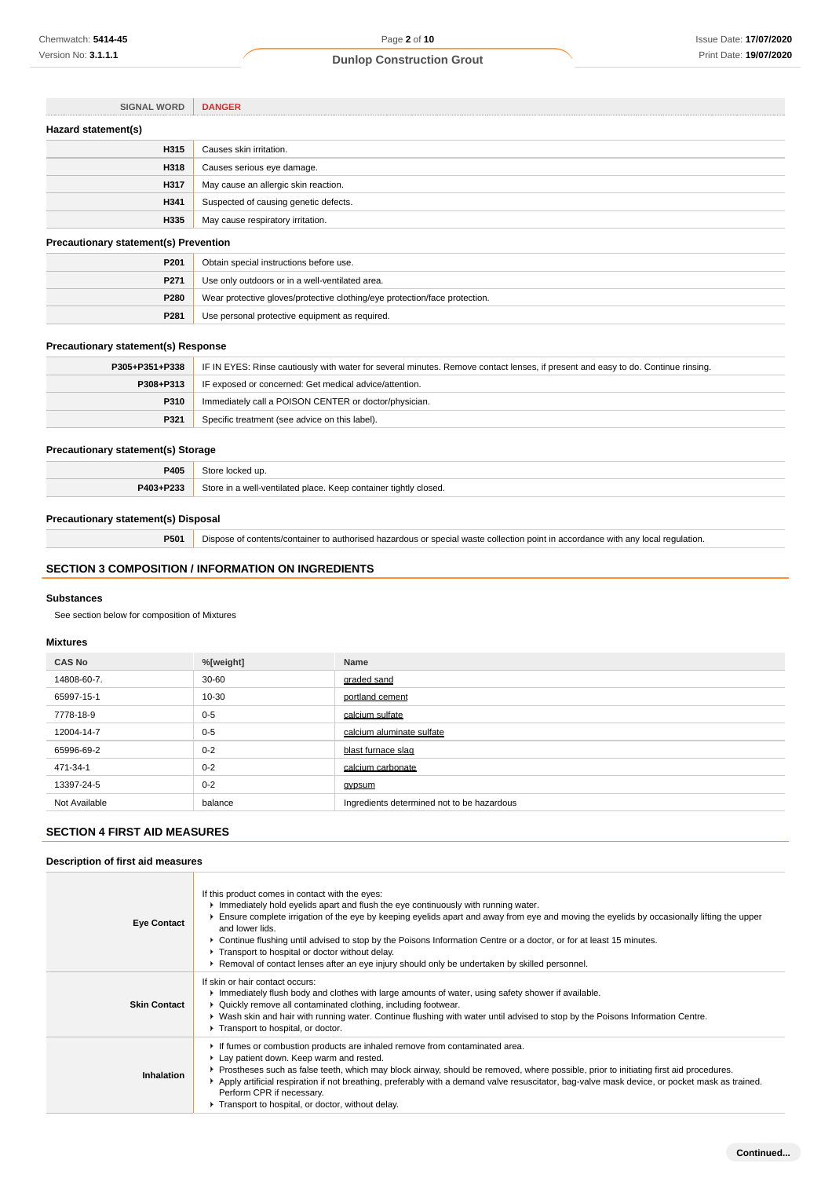| SIGNAL WORD | DANGER |
|---|---|

### Hazard statement(s)

| | |
|---|---|
| H315 | Causes skin irritation. |
| H318 | Causes serious eye damage. |
| H317 | May cause an allergic skin reaction. |
| H341 | Suspected of causing genetic defects. |
| H335 | May cause respiratory irritation. |

### Precautionary statement(s) Prevention

| | |
|---|---|
| P201 | Obtain special instructions before use. |
| P271 | Use only outdoors or in a well-ventilated area. |
| P280 | Wear protective gloves/protective clothing/eye protection/face protection. |
| P281 | Use personal protective equipment as required. |

### Precautionary statement(s) Response

| | |
|---|---|
| P305+P351+P338 | IF IN EYES: Rinse cautiously with water for several minutes. Remove contact lenses, if present and easy to do. Continue rinsing. |
| P308+P313 | IF exposed or concerned: Get medical advice/attention. |
| P310 | Immediately call a POISON CENTER or doctor/physician. |
| P321 | Specific treatment (see advice on this label). |

### Precautionary statement(s) Storage

| | |
|---|---|
| P405 | Store locked up. |
| P403+P233 | Store in a well-ventilated place. Keep container tightly closed. |

### Precautionary statement(s) Disposal

| | |
|---|---|
| P501 | Dispose of contents/container to authorised hazardous or special waste collection point in accordance with any local regulation. |

## SECTION 3 COMPOSITION / INFORMATION ON INGREDIENTS

### Substances

See section below for composition of Mixtures

### Mixtures

| CAS No | %[weight] | Name |
|---|---|---|
| 14808-60-7. | 30-60 | graded sand |
| 65997-15-1 | 10-30 | portland cement |
| 7778-18-9 | 0-5 | calcium sulfate |
| 12004-14-7 | 0-5 | calcium aluminate sulfate |
| 65996-69-2 | 0-2 | blast furnace slag |
| 471-34-1 | 0-2 | calcium carbonate |
| 13397-24-5 | 0-2 | gypsum |
| Not Available | balance | Ingredients determined not to be hazardous |

## SECTION 4 FIRST AID MEASURES

### Description of first aid measures

| | |
|---|---|
| Eye Contact | If this product comes in contact with the eyes:<br>- Immediately hold eyelids apart and flush the eye continuously with running water.<br>- Ensure complete irrigation of the eye by keeping eyelids apart and away from eye and moving the eyelids by occasionally lifting the upper and lower lids.<br>- Continue flushing until advised to stop by the Poisons Information Centre or a doctor, or for at least 15 minutes.<br>- Transport to hospital or doctor without delay.<br>- Removal of contact lenses after an eye injury should only be undertaken by skilled personnel. |
| Skin Contact | If skin or hair contact occurs:<br>- Immediately flush body and clothes with large amounts of water, using safety shower if available.<br>- Quickly remove all contaminated clothing, including footwear.<br>- Wash skin and hair with running water. Continue flushing with water until advised to stop by the Poisons Information Centre.<br>- Transport to hospital, or doctor. |
| Inhalation | - If fumes or combustion products are inhaled remove from contaminated area.<br>- Lay patient down. Keep warm and rested.<br>- Prostheses such as false teeth, which may block airway, should be removed, where possible, prior to initiating first aid procedures.<br>- Apply artificial respiration if not breathing, preferably with a demand valve resuscitator, bag-valve mask device, or pocket mask as trained. Perform CPR if necessary.<br>- Transport to hospital, or doctor, without delay. |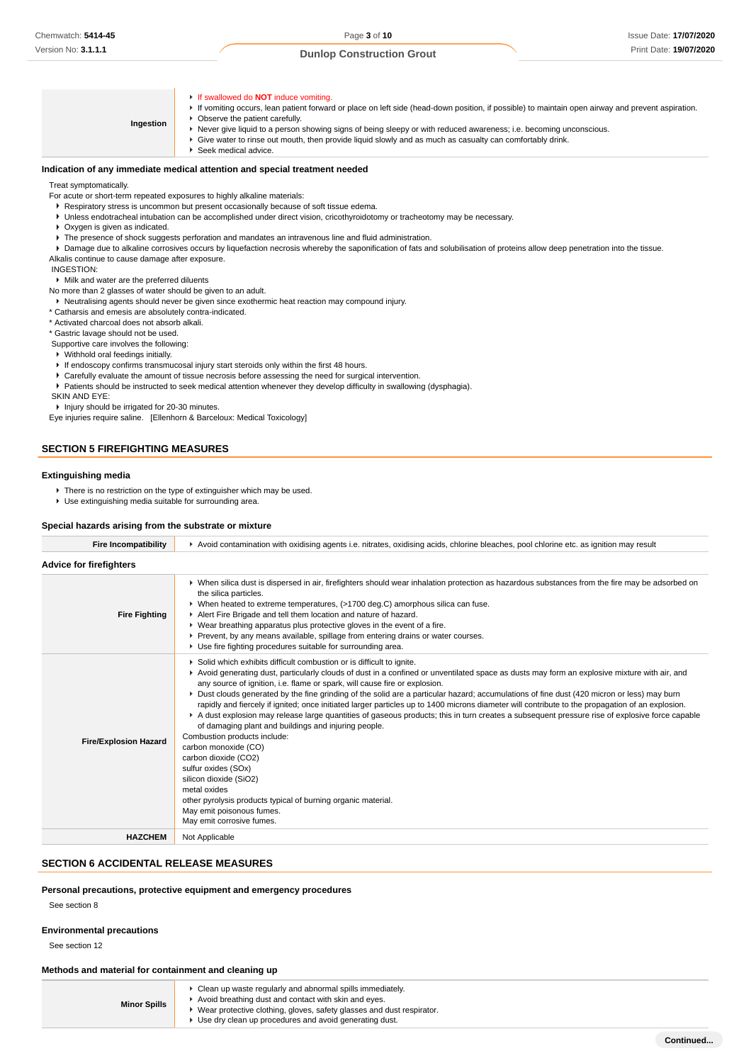| | |
|---|---|
| **Ingestion** | ▸ If swallowed do **NOT** induce vomiting.<br>▸ If vomiting occurs, lean patient forward or place on left side (head-down position, if possible) to maintain open airway and prevent aspiration.<br>▸ Observe the patient carefully.<br>▸ Never give liquid to a person showing signs of being sleepy or with reduced awareness; i.e. becoming unconscious.<br>▸ Give water to rinse out mouth, then provide liquid slowly and as much as casualty can comfortably drink.<br>▸ Seek medical advice. |

### Indication of any immediate medical attention and special treatment needed

Treat symptomatically.

For acute or short-term repeated exposures to highly alkaline materials:

- Respiratory stress is uncommon but present occasionally because of soft tissue edema.
- Unless endotracheal intubation can be accomplished under direct vision, cricothyroidotomy or tracheotomy may be necessary.
- Oxygen is given as indicated.
- The presence of shock suggests perforation and mandates an intravenous line and fluid administration.
- Damage due to alkaline corrosives occurs by liquefaction necrosis whereby the saponification of fats and solubilisation of proteins allow deep penetration into the tissue.

Alkalis continue to cause damage after exposure.

INGESTION:

- Milk and water are the preferred diluents

No more than 2 glasses of water should be given to an adult.

- Neutralising agents should never be given since exothermic heat reaction may compound injury.

* Catharsis and emesis are absolutely contra-indicated.
* Activated charcoal does not absorb alkali.
* Gastric lavage should not be used.

Supportive care involves the following:

- Withhold oral feedings initially.
- If endoscopy confirms transmucosal injury start steroids only within the first 48 hours.
- Carefully evaluate the amount of tissue necrosis before assessing the need for surgical intervention.
- Patients should be instructed to seek medical attention whenever they develop difficulty in swallowing (dysphagia).

SKIN AND EYE:

- Injury should be irrigated for 20-30 minutes.

Eye injuries require saline. [Ellenhorn & Barceloux: Medical Toxicology]

## SECTION 5 FIREFIGHTING MEASURES

### Extinguishing media

- There is no restriction on the type of extinguisher which may be used.
- Use extinguishing media suitable for surrounding area.

### Special hazards arising from the substrate or mixture

| | |
|---|---|
| **Fire Incompatibility** | ▸ Avoid contamination with oxidising agents i.e. nitrates, oxidising acids, chlorine bleaches, pool chlorine etc. as ignition may result |

### Advice for firefighters

| | |
|---|---|
| **Fire Fighting** | ▸ When silica dust is dispersed in air, firefighters should wear inhalation protection as hazardous substances from the fire may be adsorbed on the silica particles.<br>▸ When heated to extreme temperatures, (>1700 deg.C) amorphous silica can fuse.<br>▸ Alert Fire Brigade and tell them location and nature of hazard.<br>▸ Wear breathing apparatus plus protective gloves in the event of a fire.<br>▸ Prevent, by any means available, spillage from entering drains or water courses.<br>▸ Use fire fighting procedures suitable for surrounding area. |
| **Fire/Explosion Hazard** | ▸ Solid which exhibits difficult combustion or is difficult to ignite.<br>▸ Avoid generating dust, particularly clouds of dust in a confined or unventilated space as dusts may form an explosive mixture with air, and any source of ignition, i.e. flame or spark, will cause fire or explosion.<br>▸ Dust clouds generated by the fine grinding of the solid are a particular hazard; accumulations of fine dust (420 micron or less) may burn rapidly and fiercely if ignited; once initiated larger particles up to 1400 microns diameter will contribute to the propagation of an explosion.<br>▸ A dust explosion may release large quantities of gaseous products; this in turn creates a subsequent pressure rise of explosive force capable of damaging plant and buildings and injuring people.<br>Combustion products include:<br>carbon monoxide (CO)<br>carbon dioxide ($CO_2$)<br>sulfur oxides (SOx)<br>silicon dioxide ($SiO_2$)<br>metal oxides<br>other pyrolysis products typical of burning organic material.<br>May emit poisonous fumes.<br>May emit corrosive fumes. |
| **HAZCHEM** | Not Applicable |

## SECTION 6 ACCIDENTAL RELEASE MEASURES

### Personal precautions, protective equipment and emergency procedures

See section 8

### Environmental precautions

See section 12

### Methods and material for containment and cleaning up

| | |
|---|---|
| **Minor Spills** | ▸ Clean up waste regularly and abnormal spills immediately.<br>▸ Avoid breathing dust and contact with skin and eyes.<br>▸ Wear protective clothing, gloves, safety glasses and dust respirator.<br>▸ Use dry clean up procedures and avoid generating dust. |

**Continued...**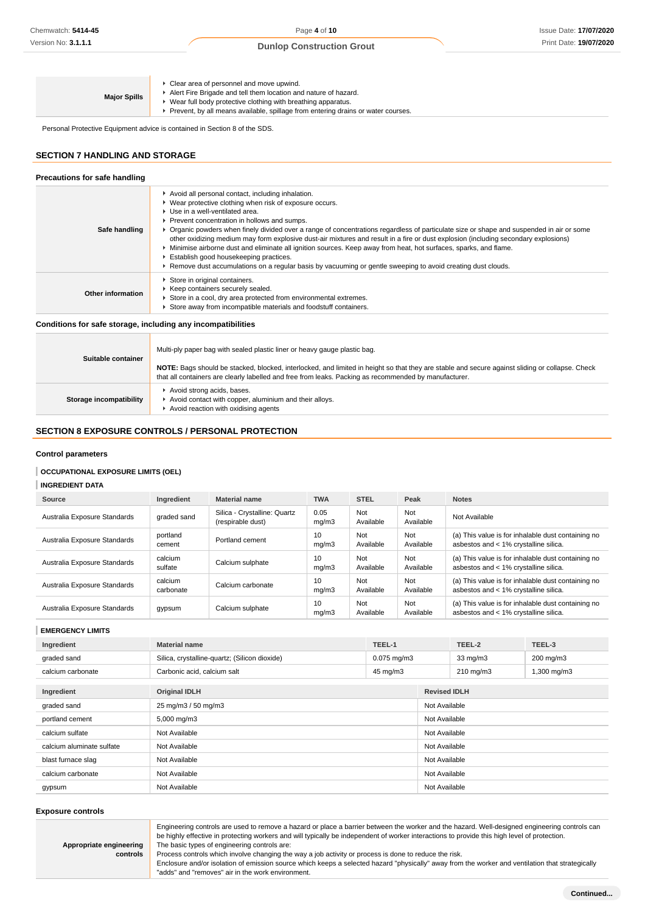| Major Spills | ▸ Clear area of personnel and move upwind.<br>▸ Alert Fire Brigade and tell them location and nature of hazard.<br>▸ Wear full body protective clothing with breathing apparatus.<br>▸ Prevent, by all means available, spillage from entering drains or water courses. |
|---|---|

Personal Protective Equipment advice is contained in Section 8 of the SDS.

## SECTION 7 HANDLING AND STORAGE

### Precautions for safe handling

| Safe handling | ▸ Avoid all personal contact, including inhalation.<br>▸ Wear protective clothing when risk of exposure occurs.<br>▸ Use in a well-ventilated area.<br>▸ Prevent concentration in hollows and sumps.<br>▸ Organic powders when finely divided over a range of concentrations regardless of particulate size or shape and suspended in air or some other oxidizing medium may form explosive dust-air mixtures and result in a fire or dust explosion (including secondary explosions)<br>▸ Minimise airborne dust and eliminate all ignition sources. Keep away from heat, hot surfaces, sparks, and flame.<br>▸ Establish good housekeeping practices.<br>▸ Remove dust accumulations on a regular basis by vacuuming or gentle sweeping to avoid creating dust clouds. |
|---|---|
| Other information | ▸ Store in original containers.<br>▸ Keep containers securely sealed.<br>▸ Store in a cool, dry area protected from environmental extremes.<br>▸ Store away from incompatible materials and foodstuff containers. |

### Conditions for safe storage, including any incompatibilities

| Suitable container | Multi-ply paper bag with sealed plastic liner or heavy gauge plastic bag.<br><br>**NOTE:** Bags should be stacked, blocked, interlocked, and limited in height so that they are stable and secure against sliding or collapse. Check that all containers are clearly labelled and free from leaks. Packing as recommended by manufacturer. |
|---|---|
| Storage incompatibility | ▸ Avoid strong acids, bases.<br>▸ Avoid contact with copper, aluminium and their alloys.<br>▸ Avoid reaction with oxidising agents |

## SECTION 8 EXPOSURE CONTROLS / PERSONAL PROTECTION

### Control parameters

#### OCCUPATIONAL EXPOSURE LIMITS (OEL)

#### INGREDIENT DATA

| Source | Ingredient | Material name | TWA | STEL | Peak | Notes |
|---|---|---|---|---|---|---|
| Australia Exposure Standards | graded sand | Silica - Crystalline: Quartz (respirable dust) | 0.05 mg/m3 | Not Available | Not Available | Not Available |
| Australia Exposure Standards | portland cement | Portland cement | 10 mg/m3 | Not Available | Not Available | (a) This value is for inhalable dust containing no asbestos and < 1% crystalline silica. |
| Australia Exposure Standards | calcium sulfate | Calcium sulphate | 10 mg/m3 | Not Available | Not Available | (a) This value is for inhalable dust containing no asbestos and < 1% crystalline silica. |
| Australia Exposure Standards | calcium carbonate | Calcium carbonate | 10 mg/m3 | Not Available | Not Available | (a) This value is for inhalable dust containing no asbestos and < 1% crystalline silica. |
| Australia Exposure Standards | gypsum | Calcium sulphate | 10 mg/m3 | Not Available | Not Available | (a) This value is for inhalable dust containing no asbestos and < 1% crystalline silica. |

#### EMERGENCY LIMITS

| Ingredient | Material name | TEEL-1 | TEEL-2 | TEEL-3 |
|---|---|---|---|---|
| graded sand | Silica, crystalline-quartz; (Silicon dioxide) | 0.075 mg/m3 | 33 mg/m3 | 200 mg/m3 |
| calcium carbonate | Carbonic acid, calcium salt | 45 mg/m3 | 210 mg/m3 | 1,300 mg/m3 |

| Ingredient | Original IDLH | Revised IDLH |
|---|---|---|
| graded sand | 25 mg/m3 / 50 mg/m3 | Not Available |
| portland cement | 5,000 mg/m3 | Not Available |
| calcium sulfate | Not Available | Not Available |
| calcium aluminate sulfate | Not Available | Not Available |
| blast furnace slag | Not Available | Not Available |
| calcium carbonate | Not Available | Not Available |
| gypsum | Not Available | Not Available |

### Exposure controls

| Appropriate engineering controls | Engineering controls are used to remove a hazard or place a barrier between the worker and the hazard. Well-designed engineering controls can be highly effective in protecting workers and will typically be independent of worker interactions to provide this high level of protection.<br>The basic types of engineering controls are:<br>Process controls which involve changing the way a job activity or process is done to reduce the risk.<br>Enclosure and/or isolation of emission source which keeps a selected hazard "physically" away from the worker and ventilation that strategically "adds" and "removes" air in the work environment. |
|---|---|

Continued...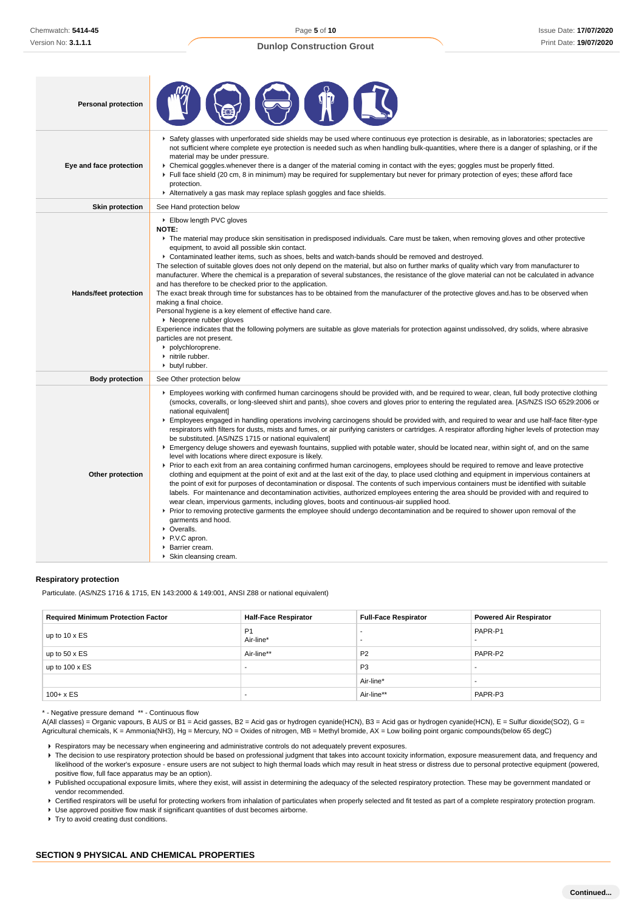| Personal protection | |
|---|---|
| Eye and face protection | ▸ Safety glasses with unperforated side shields may be used where continuous eye protection is desirable, as in laboratories; spectacles are not sufficient where complete eye protection is needed such as when handling bulk-quantities, where there is a danger of splashing, or if the material may be under pressure.<br>▸ Chemical goggles.whenever there is a danger of the material coming in contact with the eyes; goggles must be properly fitted.<br>▸ Full face shield (20 cm, 8 in minimum) may be required for supplementary but never for primary protection of eyes; these afford face protection.<br>▸ Alternatively a gas mask may replace splash goggles and face shields. |
| Skin protection | See Hand protection below |
| Hands/feet protection | ▸ Elbow length PVC gloves<br>**NOTE:**<br>▸ The material may produce skin sensitisation in predisposed individuals. Care must be taken, when removing gloves and other protective equipment, to avoid all possible skin contact.<br>▸ Contaminated leather items, such as shoes, belts and watch-bands should be removed and destroyed.<br>The selection of suitable gloves does not only depend on the material, but also on further marks of quality which vary from manufacturer to manufacturer. Where the chemical is a preparation of several substances, the resistance of the glove material can not be calculated in advance and has therefore to be checked prior to the application.<br>The exact break through time for substances has to be obtained from the manufacturer of the protective gloves and.has to be observed when making a final choice.<br>Personal hygiene is a key element of effective hand care.<br>▸ Neoprene rubber gloves<br>Experience indicates that the following polymers are suitable as glove materials for protection against undissolved, dry solids, where abrasive particles are not present.<br>▸ polychloroprene.<br>▸ nitrile rubber.<br>▸ butyl rubber. |
| Body protection | See Other protection below |
| Other protection | ▸ Employees working with confirmed human carcinogens should be provided with, and be required to wear, clean, full body protective clothing (smocks, coveralls, or long-sleeved shirt and pants), shoe covers and gloves prior to entering the regulated area. [AS/NZS ISO 6529:2006 or national equivalent]<br>▸ Employees engaged in handling operations involving carcinogens should be provided with, and required to wear and use half-face filter-type respirators with filters for dusts, mists and fumes, or air purifying canisters or cartridges. A respirator affording higher levels of protection may be substituted. [AS/NZS 1715 or national equivalent]<br>▸ Emergency deluge showers and eyewash fountains, supplied with potable water, should be located near, within sight of, and on the same level with locations where direct exposure is likely.<br>▸ Prior to each exit from an area containing confirmed human carcinogens, employees should be required to remove and leave protective clothing and equipment at the point of exit and at the last exit of the day, to place used clothing and equipment in impervious containers at the point of exit for purposes of decontamination or disposal. The contents of such impervious containers must be identified with suitable labels. For maintenance and decontamination activities, authorized employees entering the area should be provided with and required to wear clean, impervious garments, including gloves, boots and continuous-air supplied hood.<br>▸ Prior to removing protective garments the employee should undergo decontamination and be required to shower upon removal of the garments and hood.<br>▸ Overalls.<br>▸ P.V.C apron.<br>▸ Barrier cream.<br>▸ Skin cleansing cream. |

### Respiratory protection

Particulate. (AS/NZS 1716 & 1715, EN 143:2000 & 149:001, ANSI Z88 or national equivalent)

| Required Minimum Protection Factor | Half-Face Respirator | Full-Face Respirator | Powered Air Respirator |
|---|---|---|---|
| up to 10 x ES | P1<br>Air-line* | -<br>- | PAPR-P1<br>- |
| up to 50 x ES | Air-line** | P2 | PAPR-P2 |
| up to 100 x ES | - | P3 | - |
| | | Air-line* | - |
| 100+ x ES | - | Air-line** | PAPR-P3 |

\* - Negative pressure demand ** - Continuous flow

A(All classes) = Organic vapours, B AUS or B1 = Acid gasses, B2 = Acid gas or hydrogen cyanide(HCN), B3 = Acid gas or hydrogen cyanide(HCN), E = Sulfur dioxide(SO2), G = Agricultural chemicals, K = Ammonia(NH3), Hg = Mercury, NO = Oxides of nitrogen, MB = Methyl bromide, AX = Low boiling point organic compounds(below 65 degC)

- Respirators may be necessary when engineering and administrative controls do not adequately prevent exposures.
- The decision to use respiratory protection should be based on professional judgment that takes into account toxicity information, exposure measurement data, and frequency and likelihood of the worker's exposure - ensure users are not subject to high thermal loads which may result in heat stress or distress due to personal protective equipment (powered, positive flow, full face apparatus may be an option).
- Published occupational exposure limits, where they exist, will assist in determining the adequacy of the selected respiratory protection. These may be government mandated or vendor recommended.
- Certified respirators will be useful for protecting workers from inhalation of particulates when properly selected and fit tested as part of a complete respiratory protection program.
- Use approved positive flow mask if significant quantities of dust becomes airborne.
- Try to avoid creating dust conditions.

## SECTION 9 PHYSICAL AND CHEMICAL PROPERTIES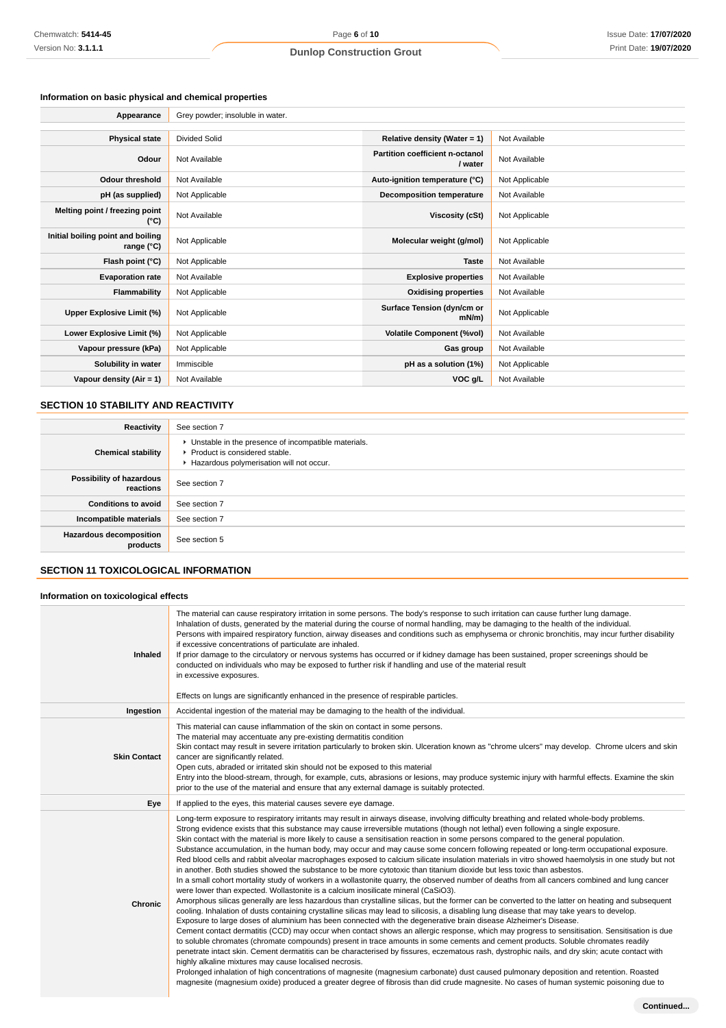### Information on basic physical and chemical properties

| Appearance | Grey powder; insoluble in water. | | |
|---|---|---|---|
| **Physical state** | Divided Solid | **Relative density (Water = 1)** | Not Available |
| **Odour** | Not Available | **Partition coefficient n-octanol / water** | Not Available |
| **Odour threshold** | Not Available | **Auto-ignition temperature (°C)** | Not Applicable |
| **pH (as supplied)** | Not Applicable | **Decomposition temperature** | Not Available |
| **Melting point / freezing point (°C)** | Not Available | **Viscosity (cSt)** | Not Applicable |
| **Initial boiling point and boiling range (°C)** | Not Applicable | **Molecular weight (g/mol)** | Not Applicable |
| **Flash point (°C)** | Not Applicable | **Taste** | Not Available |
| **Evaporation rate** | Not Available | **Explosive properties** | Not Available |
| **Flammability** | Not Applicable | **Oxidising properties** | Not Available |
| **Upper Explosive Limit (%)** | Not Applicable | **Surface Tension (dyn/cm or mN/m)** | Not Applicable |
| **Lower Explosive Limit (%)** | Not Applicable | **Volatile Component (%vol)** | Not Available |
| **Vapour pressure (kPa)** | Not Applicable | **Gas group** | Not Available |
| **Solubility in water** | Immiscible | **pH as a solution (1%)** | Not Applicable |
| **Vapour density (Air = 1)** | Not Available | **VOC g/L** | Not Available |

## SECTION 10 STABILITY AND REACTIVITY

| **Reactivity** | See section 7 |
|---|---|
| **Chemical stability** | ‣ Unstable in the presence of incompatible materials.<br>‣ Product is considered stable.<br>‣ Hazardous polymerisation will not occur. |
| **Possibility of hazardous reactions** | See section 7 |
| **Conditions to avoid** | See section 7 |
| **Incompatible materials** | See section 7 |
| **Hazardous decomposition products** | See section 5 |

## SECTION 11 TOXICOLOGICAL INFORMATION

### Information on toxicological effects

| **Inhaled** | The material can cause respiratory irritation in some persons. The body's response to such irritation can cause further lung damage.<br>Inhalation of dusts, generated by the material during the course of normal handling, may be damaging to the health of the individual.<br>Persons with impaired respiratory function, airway diseases and conditions such as emphysema or chronic bronchitis, may incur further disability if excessive concentrations of particulate are inhaled.<br>If prior damage to the circulatory or nervous systems has occurred or if kidney damage has been sustained, proper screenings should be conducted on individuals who may be exposed to further risk if handling and use of the material result in excessive exposures.<br><br>Effects on lungs are significantly enhanced in the presence of respirable particles. |
|---|---|
| **Ingestion** | Accidental ingestion of the material may be damaging to the health of the individual. |
| **Skin Contact** | This material can cause inflammation of the skin on contact in some persons.<br>The material may accentuate any pre-existing dermatitis condition<br>Skin contact may result in severe irritation particularly to broken skin. Ulceration known as "chrome ulcers" may develop. Chrome ulcers and skin cancer are significantly related.<br>Open cuts, abraded or irritated skin should not be exposed to this material<br>Entry into the blood-stream, through, for example, cuts, abrasions or lesions, may produce systemic injury with harmful effects. Examine the skin prior to the use of the material and ensure that any external damage is suitably protected. |
| **Eye** | If applied to the eyes, this material causes severe eye damage. |
| **Chronic** | Long-term exposure to respiratory irritants may result in airways disease, involving difficulty breathing and related whole-body problems.<br>Strong evidence exists that this substance may cause irreversible mutations (though not lethal) even following a single exposure.<br>Skin contact with the material is more likely to cause a sensitisation reaction in some persons compared to the general population.<br>Substance accumulation, in the human body, may occur and may cause some concern following repeated or long-term occupational exposure.<br>Red blood cells and rabbit alveolar macrophages exposed to calcium silicate insulation materials in vitro showed haemolysis in one study but not in another. Both studies showed the substance to be more cytotoxic than titanium dioxide but less toxic than asbestos.<br>In a small cohort mortality study of workers in a wollastonite quarry, the observed number of deaths from all cancers combined and lung cancer were lower than expected. Wollastonite is a calcium inosilicate mineral ($CaSiO_3$).<br>Amorphous silicas generally are less hazardous than crystalline silicas, but the former can be converted to the latter on heating and subsequent cooling. Inhalation of dusts containing crystalline silicas may lead to silicosis, a disabling lung disease that may take years to develop.<br>Exposure to large doses of aluminium has been connected with the degenerative brain disease Alzheimer's Disease.<br>Cement contact dermatitis (CCD) may occur when contact shows an allergic response, which may progress to sensitisation. Sensitisation is due to soluble chromates (chromate compounds) present in trace amounts in some cements and cement products. Soluble chromates readily penetrate intact skin. Cement dermatitis can be characterised by fissures, eczematous rash, dystrophic nails, and dry skin; acute contact with highly alkaline mixtures may cause localised necrosis.<br>Prolonged inhalation of high concentrations of magnesite (magnesium carbonate) dust caused pulmonary deposition and retention. Roasted magnesite (magnesium oxide) produced a greater degree of fibrosis than did crude magnesite. No cases of human systemic poisoning due to |

**Continued...**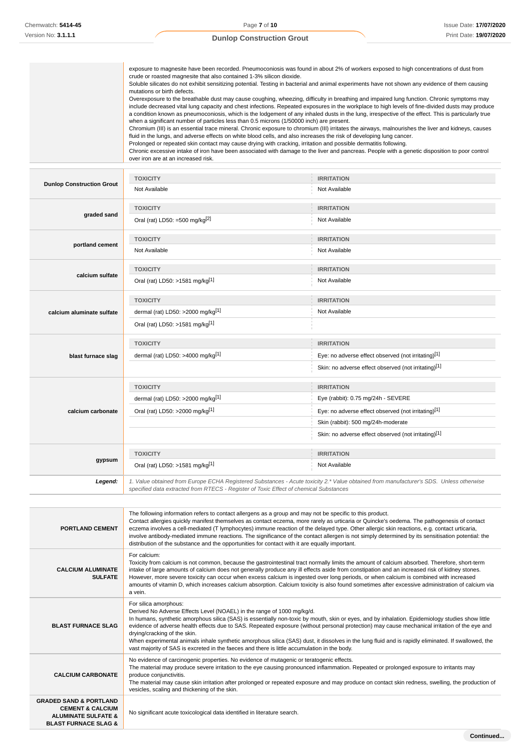| | |
|---|---|
| | exposure to magnesite have been recorded. Pneumoconiosis was found in about 2% of workers exposed to high concentrations of dust from crude or roasted magnesite that also contained 1-3% silicon dioxide. Soluble silicates do not exhibit sensitizing potential. Testing in bacterial and animal experiments have not shown any evidence of them causing mutations or birth defects. Overexposure to the breathable dust may cause coughing, wheezing, difficulty in breathing and impaired lung function. Chronic symptoms may include decreased vital lung capacity and chest infections. Repeated exposures in the workplace to high levels of fine-divided dusts may produce a condition known as pneumoconiosis, which is the lodgement of any inhaled dusts in the lung, irrespective of the effect. This is particularly true when a significant number of particles less than 0.5 microns (1/50000 inch) are present. Chromium (III) is an essential trace mineral. Chronic exposure to chromium (III) irritates the airways, malnourishes the liver and kidneys, causes fluid in the lungs, and adverse effects on white blood cells, and also increases the risk of developing lung cancer. Prolonged or repeated skin contact may cause drying with cracking, irritation and possible dermatitis following. Chronic excessive intake of iron have been associated with damage to the liver and pancreas. People with a genetic disposition to poor control over iron are at an increased risk. |

| | TOXICITY | IRRITATION |
|---|---|---|
| **Dunlop Construction Grout** | Not Available | Not Available |
| **graded sand** | Oral (rat) LD50: =500 mg/kg[2] | Not Available |
| **portland cement** | Not Available | Not Available |
| **calcium sulfate** | Oral (rat) LD50: >1581 mg/kg[1] | Not Available |
| **calcium aluminate sulfate** | dermal (rat) LD50: >2000 mg/kg[1] | Not Available |
| | Oral (rat) LD50: >1581 mg/kg[1] | |
| **blast furnace slag** | dermal (rat) LD50: >4000 mg/kg[1] | Eye: no adverse effect observed (not irritating)[1] |
| | | Skin: no adverse effect observed (not irritating)[1] |
| **calcium carbonate** | dermal (rat) LD50: >2000 mg/kg[1] | Eye (rabbit): 0.75 mg/24h - SEVERE |
| | Oral (rat) LD50: >2000 mg/kg[1] | Eye: no adverse effect observed (not irritating)[1] |
| | | Skin (rabbit): 500 mg/24h-moderate |
| | | Skin: no adverse effect observed (not irritating)[1] |
| **gypsum** | Oral (rat) LD50: >1581 mg/kg[1] | Not Available |
| ***Legend:*** | *1. Value obtained from Europe ECHA Registered Substances - Acute toxicity 2.* Value obtained from manufacturer's SDS. Unless otherwise specified data extracted from RTECS - Register of Toxic Effect of chemical Substances* | |

| | |
|---|---|
| **PORTLAND CEMENT** | The following information refers to contact allergens as a group and may not be specific to this product. Contact allergies quickly manifest themselves as contact eczema, more rarely as urticaria or Quincke's oedema. The pathogenesis of contact eczema involves a cell-mediated (T lymphocytes) immune reaction of the delayed type. Other allergic skin reactions, e.g. contact urticaria, involve antibody-mediated immune reactions. The significance of the contact allergen is not simply determined by its sensitisation potential: the distribution of the substance and the opportunities for contact with it are equally important. |
| **CALCIUM ALUMINATE SULFATE** | For calcium: Toxicity from calcium is not common, because the gastrointestinal tract normally limits the amount of calcium absorbed. Therefore, short-term intake of large amounts of calcium does not generally produce any ill effects aside from constipation and an increased risk of kidney stones. However, more severe toxicity can occur when excess calcium is ingested over long periods, or when calcium is combined with increased amounts of vitamin D, which increases calcium absorption. Calcium toxicity is also found sometimes after excessive administration of calcium via a vein. |
| **BLAST FURNACE SLAG** | For silica amorphous: Derived No Adverse Effects Level (NOAEL) in the range of 1000 mg/kg/d. In humans, synthetic amorphous silica (SAS) is essentially non-toxic by mouth, skin or eyes, and by inhalation. Epidemiology studies show little evidence of adverse health effects due to SAS. Repeated exposure (without personal protection) may cause mechanical irritation of the eye and drying/cracking of the skin. When experimental animals inhale synthetic amorphous silica (SAS) dust, it dissolves in the lung fluid and is rapidly eliminated. If swallowed, the vast majority of SAS is excreted in the faeces and there is little accumulation in the body. |
| **CALCIUM CARBONATE** | No evidence of carcinogenic properties. No evidence of mutagenic or teratogenic effects. The material may produce severe irritation to the eye causing pronounced inflammation. Repeated or prolonged exposure to irritants may produce conjunctivitis. The material may cause skin irritation after prolonged or repeated exposure and may produce on contact skin redness, swelling, the production of vesicles, scaling and thickening of the skin. |
| **GRADED SAND & PORTLAND CEMENT & CALCIUM ALUMINATE SULFATE & BLAST FURNACE SLAG &** | No significant acute toxicological data identified in literature search. |

Continued...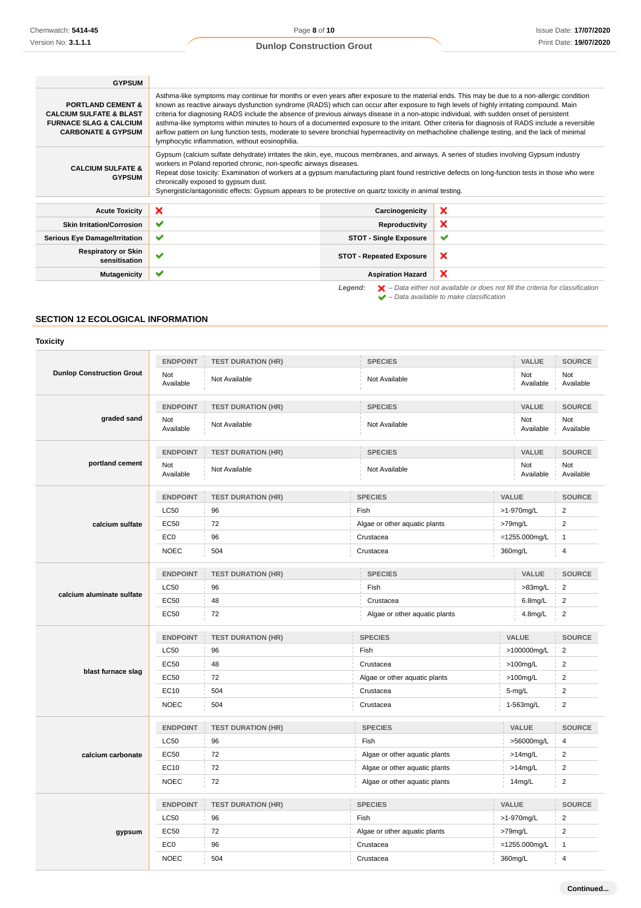| | |
|---|---|
| **GYPSUM** | |
| **PORTLAND CEMENT & CALCIUM SULFATE & BLAST FURNACE SLAG & CALCIUM CARBONATE & GYPSUM** | Asthma-like symptoms may continue for months or even years after exposure to the material ends. This may be due to a non-allergic condition known as reactive airways dysfunction syndrome (RADS) which can occur after exposure to high levels of highly irritating compound. Main criteria for diagnosing RADS include the absence of previous airways disease in a non-atopic individual, with sudden onset of persistent asthma-like symptoms within minutes to hours of a documented exposure to the irritant. Other criteria for diagnosis of RADS include a reversible airflow pattern on lung function tests, moderate to severe bronchial hyperreactivity on methacholine challenge testing, and the lack of minimal lymphocytic inflammation, without eosinophilia. |
| **CALCIUM SULFATE & GYPSUM** | Gypsum (calcium sulfate dehydrate) irritates the skin, eye, mucous membranes, and airways. A series of studies involving Gypsum industry workers in Poland reported chronic, non-specific airways diseases.<br>Repeat dose toxicity: Examination of workers at a gypsum manufacturing plant found restrictive defects on long-function tests in those who were chronically exposed to gypsum dust.<br>Synergistic/antagonistic effects: Gypsum appears to be protective on quartz toxicity in animal testing. |

| | | | |
|---|---|---|---|
| **Acute Toxicity** | ✘ | **Carcinogenicity** | ✘ |
| **Skin Irritation/Corrosion** | ✔ | **Reproductivity** | ✘ |
| **Serious Eye Damage/Irritation** | ✔ | **STOT - Single Exposure** | ✔ |
| **Respiratory or Skin sensitisation** | ✔ | **STOT - Repeated Exposure** | ✘ |
| **Mutagenicity** | ✔ | **Aspiration Hazard** | ✘ |

*Legend:* ✘ *– Data either not available or does not fill the criteria for classification*
✔ *– Data available to make classification*

## SECTION 12 ECOLOGICAL INFORMATION

### Toxicity

| | ENDPOINT | TEST DURATION (HR) | SPECIES | VALUE | SOURCE |
|---|---|---|---|---|---|
| **Dunlop Construction Grout** | Not Available | Not Available | Not Available | Not Available | Not Available |

| | ENDPOINT | TEST DURATION (HR) | SPECIES | VALUE | SOURCE |
|---|---|---|---|---|---|
| **graded sand** | Not Available | Not Available | Not Available | Not Available | Not Available |

| | ENDPOINT | TEST DURATION (HR) | SPECIES | VALUE | SOURCE |
|---|---|---|---|---|---|
| **portland cement** | Not Available | Not Available | Not Available | Not Available | Not Available |

| | ENDPOINT | TEST DURATION (HR) | SPECIES | VALUE | SOURCE |
|---|---|---|---|---|---|
| **calcium sulfate** | LC50 | 96 | Fish | >1-970mg/L | 2 |
| | EC50 | 72 | Algae or other aquatic plants | >79mg/L | 2 |
| | EC0 | 96 | Crustacea | =1255.000mg/L | 1 |
| | NOEC | 504 | Crustacea | 360mg/L | 4 |

| | ENDPOINT | TEST DURATION (HR) | SPECIES | VALUE | SOURCE |
|---|---|---|---|---|---|
| **calcium aluminate sulfate** | LC50 | 96 | Fish | >83mg/L | 2 |
| | EC50 | 48 | Crustacea | 6.8mg/L | 2 |
| | EC50 | 72 | Algae or other aquatic plants | 4.8mg/L | 2 |

| | ENDPOINT | TEST DURATION (HR) | SPECIES | VALUE | SOURCE |
|---|---|---|---|---|---|
| **blast furnace slag** | LC50 | 96 | Fish | >100000mg/L | 2 |
| | EC50 | 48 | Crustacea | >100mg/L | 2 |
| | EC50 | 72 | Algae or other aquatic plants | >100mg/L | 2 |
| | EC10 | 504 | Crustacea | 5-mg/L | 2 |
| | NOEC | 504 | Crustacea | 1-563mg/L | 2 |

| | ENDPOINT | TEST DURATION (HR) | SPECIES | VALUE | SOURCE |
|---|---|---|---|---|---|
| **calcium carbonate** | LC50 | 96 | Fish | >56000mg/L | 4 |
| | EC50 | 72 | Algae or other aquatic plants | >14mg/L | 2 |
| | EC10 | 72 | Algae or other aquatic plants | >14mg/L | 2 |
| | NOEC | 72 | Algae or other aquatic plants | 14mg/L | 2 |

| | ENDPOINT | TEST DURATION (HR) | SPECIES | VALUE | SOURCE |
|---|---|---|---|---|---|
| **gypsum** | LC50 | 96 | Fish | >1-970mg/L | 2 |
| | EC50 | 72 | Algae or other aquatic plants | >79mg/L | 2 |
| | EC0 | 96 | Crustacea | =1255.000mg/L | 1 |
| | NOEC | 504 | Crustacea | 360mg/L | 4 |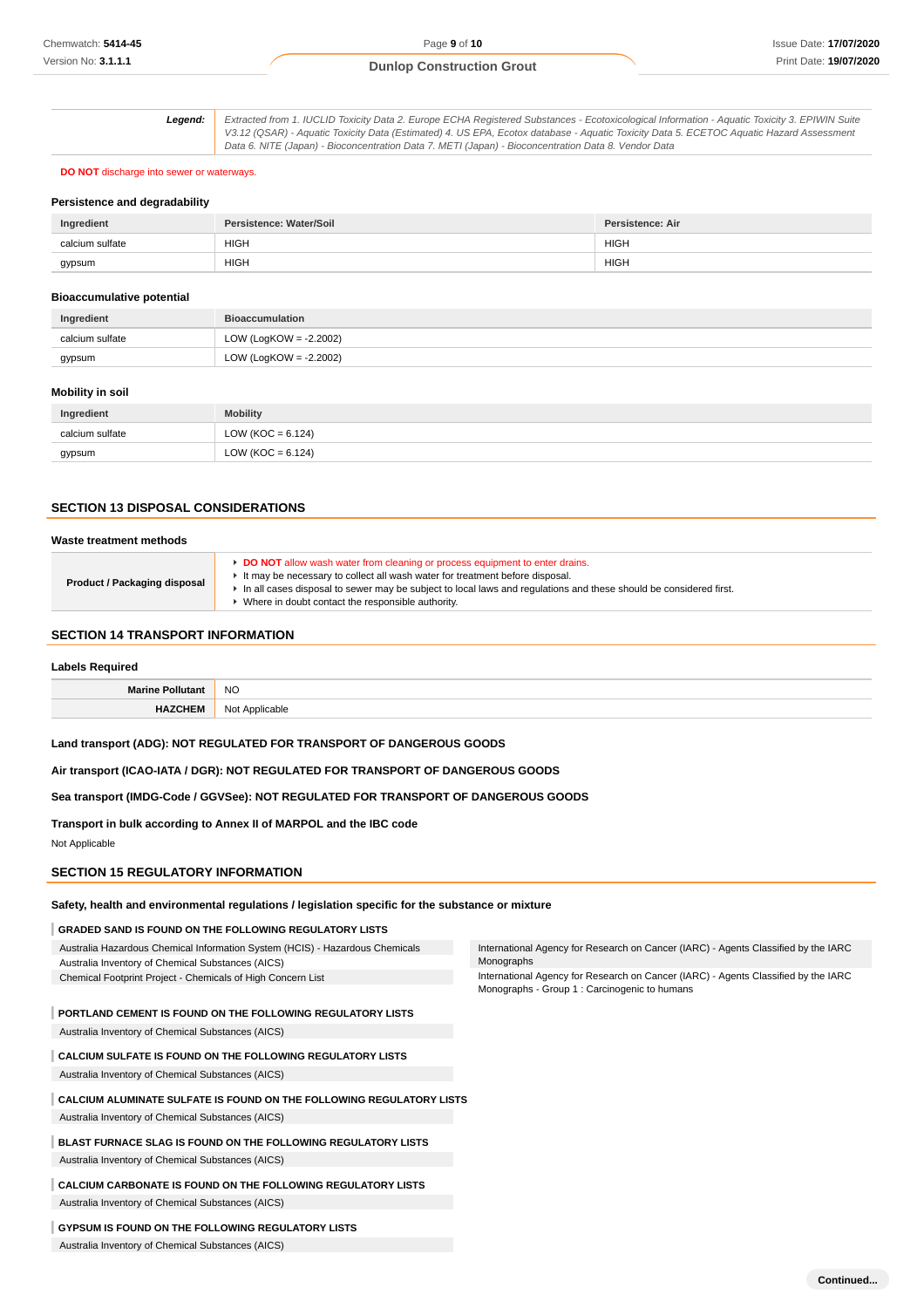| **Legend:** | *Extracted from 1. IUCLID Toxicity Data 2. Europe ECHA Registered Substances - Ecotoxicological Information - Aquatic Toxicity 3. EPIWIN Suite V3.12 (QSAR) - Aquatic Toxicity Data (Estimated) 4. US EPA, Ecotox database - Aquatic Toxicity Data 5. ECETOC Aquatic Hazard Assessment Data 6. NITE (Japan) - Bioconcentration Data 7. METI (Japan) - Bioconcentration Data 8. Vendor Data* |
|---|---|

**DO NOT** discharge into sewer or waterways.

### Persistence and degradability

| Ingredient | Persistence: Water/Soil | Persistence: Air |
|---|---|---|
| calcium sulfate | HIGH | HIGH |
| gypsum | HIGH | HIGH |

### Bioaccumulative potential

| Ingredient | Bioaccumulation |
|---|---|
| calcium sulfate | LOW (LogKOW = -2.2002) |
| gypsum | LOW (LogKOW = -2.2002) |

### Mobility in soil

| Ingredient | Mobility |
|---|---|
| calcium sulfate | LOW (KOC = 6.124) |
| gypsum | LOW (KOC = 6.124) |

## SECTION 13 DISPOSAL CONSIDERATIONS

### Waste treatment methods

| | |
|---|---|
| **Product / Packaging disposal** | ▸ **DO NOT** allow wash water from cleaning or process equipment to enter drains.<br>▸ It may be necessary to collect all wash water for treatment before disposal.<br>▸ In all cases disposal to sewer may be subject to local laws and regulations and these should be considered first.<br>▸ Where in doubt contact the responsible authority. |

## SECTION 14 TRANSPORT INFORMATION

### Labels Required

| | |
|---|---|
| **Marine Pollutant** | NO |
| **HAZCHEM** | Not Applicable |

**Land transport (ADG): NOT REGULATED FOR TRANSPORT OF DANGEROUS GOODS**

**Air transport (ICAO-IATA / DGR): NOT REGULATED FOR TRANSPORT OF DANGEROUS GOODS**

**Sea transport (IMDG-Code / GGVSee): NOT REGULATED FOR TRANSPORT OF DANGEROUS GOODS**

**Transport in bulk according to Annex II of MARPOL and the IBC code**

Not Applicable

## SECTION 15 REGULATORY INFORMATION

### Safety, health and environmental regulations / legislation specific for the substance or mixture

**GRADED SAND IS FOUND ON THE FOLLOWING REGULATORY LISTS**

- Australia Hazardous Chemical Information System (HCIS) - Hazardous Chemicals
- Australia Inventory of Chemical Substances (AICS)
- Chemical Footprint Project - Chemicals of High Concern List
- International Agency for Research on Cancer (IARC) - Agents Classified by the IARC Monographs
- International Agency for Research on Cancer (IARC) - Agents Classified by the IARC Monographs - Group 1 : Carcinogenic to humans

**PORTLAND CEMENT IS FOUND ON THE FOLLOWING REGULATORY LISTS**

- Australia Inventory of Chemical Substances (AICS)

**CALCIUM SULFATE IS FOUND ON THE FOLLOWING REGULATORY LISTS**

- Australia Inventory of Chemical Substances (AICS)

**CALCIUM ALUMINATE SULFATE IS FOUND ON THE FOLLOWING REGULATORY LISTS**

- Australia Inventory of Chemical Substances (AICS)

**BLAST FURNACE SLAG IS FOUND ON THE FOLLOWING REGULATORY LISTS**

- Australia Inventory of Chemical Substances (AICS)

**CALCIUM CARBONATE IS FOUND ON THE FOLLOWING REGULATORY LISTS**

- Australia Inventory of Chemical Substances (AICS)

**GYPSUM IS FOUND ON THE FOLLOWING REGULATORY LISTS**

- Australia Inventory of Chemical Substances (AICS)

Continued...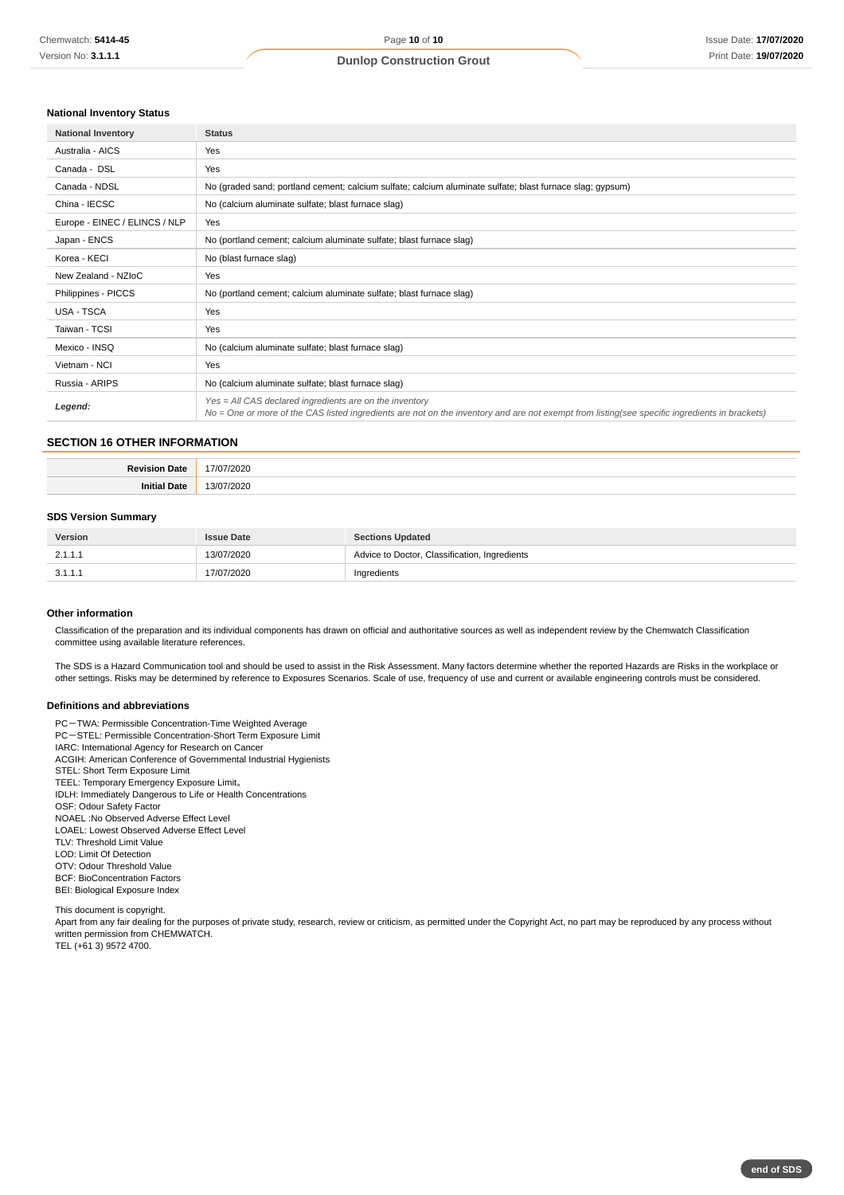### National Inventory Status

| National Inventory | Status |
| --- | --- |
| Australia - AICS | Yes |
| Canada - DSL | Yes |
| Canada - NDSL | No (graded sand; portland cement; calcium sulfate; calcium aluminate sulfate; blast furnace slag; gypsum) |
| China - IECSC | No (calcium aluminate sulfate; blast furnace slag) |
| Europe - EINEC / ELINCS / NLP | Yes |
| Japan - ENCS | No (portland cement; calcium aluminate sulfate; blast furnace slag) |
| Korea - KECI | No (blast furnace slag) |
| New Zealand - NZIoC | Yes |
| Philippines - PICCS | No (portland cement; calcium aluminate sulfate; blast furnace slag) |
| USA - TSCA | Yes |
| Taiwan - TCSI | Yes |
| Mexico - INSQ | No (calcium aluminate sulfate; blast furnace slag) |
| Vietnam - NCI | Yes |
| Russia - ARIPS | No (calcium aluminate sulfate; blast furnace slag) |
| *Legend:* | *Yes = All CAS declared ingredients are on the inventory*<br>*No = One or more of the CAS listed ingredients are not on the inventory and are not exempt from listing(see specific ingredients in brackets)* |

## SECTION 16 OTHER INFORMATION

| | |
| --- | --- |
| **Revision Date** | 17/07/2020 |
| **Initial Date** | 13/07/2020 |

### SDS Version Summary

| Version | Issue Date | Sections Updated |
| --- | --- | --- |
| 2.1.1.1 | 13/07/2020 | Advice to Doctor, Classification, Ingredients |
| 3.1.1.1 | 17/07/2020 | Ingredients |

### Other information

Classification of the preparation and its individual components has drawn on official and authoritative sources as well as independent review by the Chemwatch Classification committee using available literature references.

The SDS is a Hazard Communication tool and should be used to assist in the Risk Assessment. Many factors determine whether the reported Hazards are Risks in the workplace or other settings. Risks may be determined by reference to Exposures Scenarios. Scale of use, frequency of use and current or available engineering controls must be considered.

### Definitions and abbreviations

PC－TWA: Permissible Concentration-Time Weighted Average
PC－STEL: Permissible Concentration-Short Term Exposure Limit
IARC: International Agency for Research on Cancer
ACGIH: American Conference of Governmental Industrial Hygienists
STEL: Short Term Exposure Limit
TEEL: Temporary Emergency Exposure Limit。
IDLH: Immediately Dangerous to Life or Health Concentrations
OSF: Odour Safety Factor
NOAEL :No Observed Adverse Effect Level
LOAEL: Lowest Observed Adverse Effect Level
TLV: Threshold Limit Value
LOD: Limit Of Detection
OTV: Odour Threshold Value
BCF: BioConcentration Factors
BEI: Biological Exposure Index

This document is copyright.
Apart from any fair dealing for the purposes of private study, research, review or criticism, as permitted under the Copyright Act, no part may be reproduced by any process without written permission from CHEMWATCH.
TEL (+61 3) 9572 4700.

end of SDS